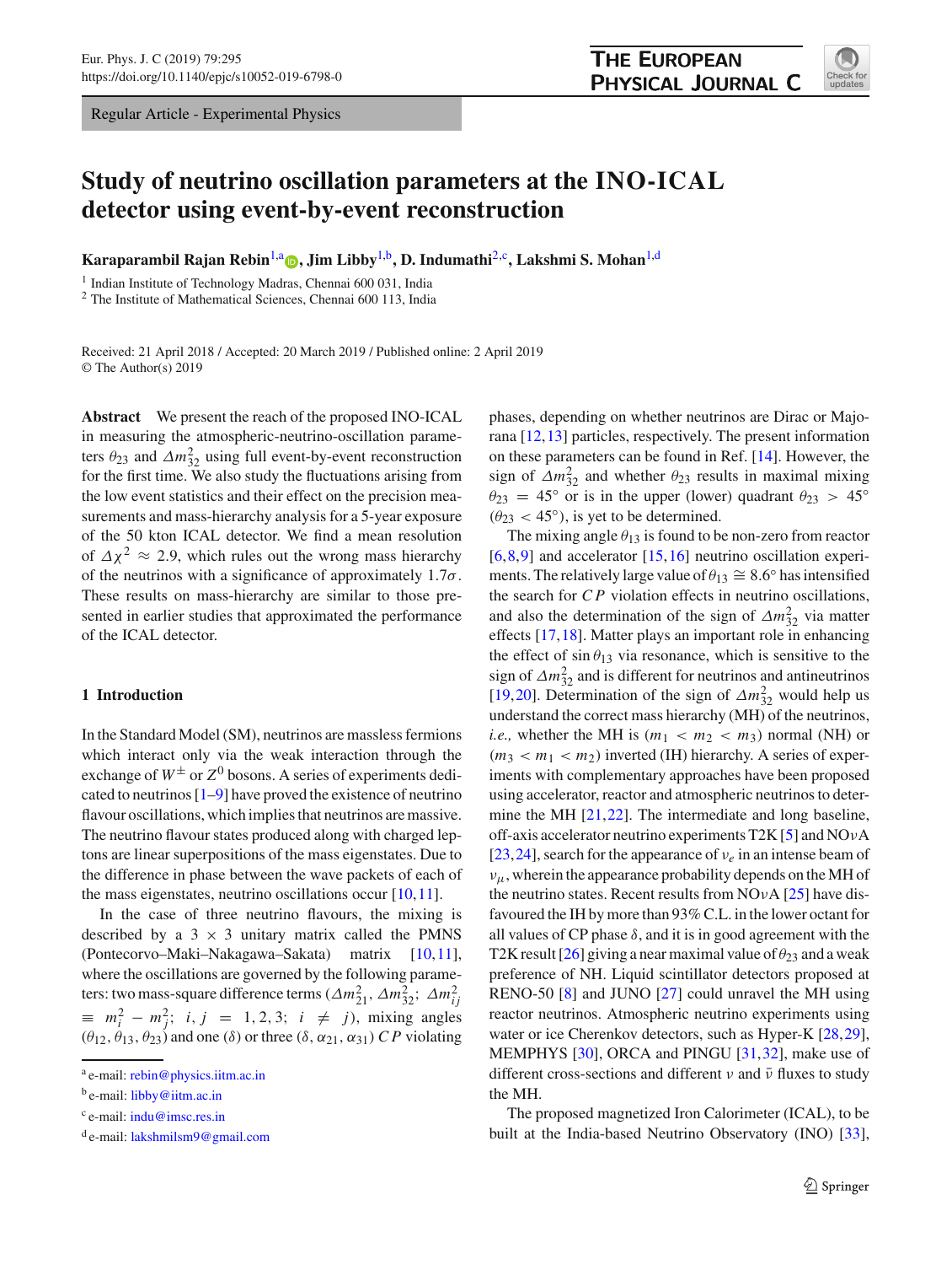Regular Article - Experimental Physics

# Study of neutrino oscillation parameters at the INO-ICAL detector using event-by-event reconstruction

**Karaparambil Rajan Rebin**[1,a], **Jim Libby**[1,b], **D. Indumathi**[2,c], **Lakshmi S. Mohan**[1,d]

[1] Indian Institute of Technology Madras, Chennai 600 031, India
[2] The Institute of Mathematical Sciences, Chennai 600 113, India

Received: 21 April 2018 / Accepted: 20 March 2019 / Published online: 2 April 2019
© The Author(s) 2019

**Abstract** We present the reach of the proposed INO-ICAL in measuring the atmospheric-neutrino-oscillation parameters $\theta_{23}$ and $\Delta m^2_{32}$ using full event-by-event reconstruction for the first time. We also study the fluctuations arising from the low event statistics and their effect on the precision measurements and mass-hierarchy analysis for a 5-year exposure of the 50 kton ICAL detector. We find a mean resolution of $\Delta\chi^2 \approx 2.9$, which rules out the wrong mass hierarchy of the neutrinos with a significance of approximately $1.7\sigma$. These results on mass-hierarchy are similar to those presented in earlier studies that approximated the performance of the ICAL detector.

## 1 Introduction

In the Standard Model (SM), neutrinos are massless fermions which interact only via the weak interaction through the exchange of $W^\pm$ or $Z^0$ bosons. A series of experiments dedicated to neutrinos [1–9] have proved the existence of neutrino flavour oscillations, which implies that neutrinos are massive. The neutrino flavour states produced along with charged leptons are linear superpositions of the mass eigenstates. Due to the difference in phase between the wave packets of each of the mass eigenstates, neutrino oscillations occur [10,11].

In the case of three neutrino flavours, the mixing is described by a $3 \times 3$ unitary matrix called the PMNS (Pontecorvo–Maki–Nakagawa–Sakata) matrix [10,11], where the oscillations are governed by the following parameters: two mass-square difference terms ($\Delta m^2_{21}$, $\Delta m^2_{32}$; $\Delta m^2_{ij} \equiv m^2_i - m^2_j$; $i, j = 1, 2, 3$; $i \neq j$), mixing angles ($\theta_{12}, \theta_{13}, \theta_{23}$) and one ($\delta$) or three ($\delta, \alpha_{21}, \alpha_{31}$) $CP$ violating phases, depending on whether neutrinos are Dirac or Majorana [12,13] particles, respectively. The present information on these parameters can be found in Ref. [14]. However, the sign of $\Delta m^2_{32}$ and whether $\theta_{23}$ results in maximal mixing $\theta_{23} = 45°$ or is in the upper (lower) quadrant $\theta_{23} > 45°$ ($\theta_{23} < 45°$), is yet to be determined.

The mixing angle $\theta_{13}$ is found to be non-zero from reactor [6,8,9] and accelerator [15,16] neutrino oscillation experiments. The relatively large value of $\theta_{13} \cong 8.6°$ has intensified the search for $CP$ violation effects in neutrino oscillations, and also the determination of the sign of $\Delta m^2_{32}$ via matter effects [17,18]. Matter plays an important role in enhancing the effect of $\sin\theta_{13}$ via resonance, which is sensitive to the sign of $\Delta m^2_{32}$ and is different for neutrinos and antineutrinos [19,20]. Determination of the sign of $\Delta m^2_{32}$ would help us understand the correct mass hierarchy (MH) of the neutrinos, *i.e.,* whether the MH is ($m_1 < m_2 < m_3$) normal (NH) or ($m_3 < m_1 < m_2$) inverted (IH) hierarchy. A series of experiments with complementary approaches have been proposed using accelerator, reactor and atmospheric neutrinos to determine the MH [21,22]. The intermediate and long baseline, off-axis accelerator neutrino experiments T2K [5] and NO$\nu$A [23,24], search for the appearance of $\nu_e$ in an intense beam of $\nu_\mu$, wherein the appearance probability depends on the MH of the neutrino states. Recent results from NO$\nu$A [25] have disfavoured the IH by more than 93% C.L. in the lower octant for all values of CP phase $\delta$, and it is in good agreement with the T2K result [26] giving a near maximal value of $\theta_{23}$ and a weak preference of NH. Liquid scintillator detectors proposed at RENO-50 [8] and JUNO [27] could unravel the MH using reactor neutrinos. Atmospheric neutrino experiments using water or ice Cherenkov detectors, such as Hyper-K [28,29], MEMPHYS [30], ORCA and PINGU [31,32], make use of different cross-sections and different $\nu$ and $\bar{\nu}$ fluxes to study the MH.

The proposed magnetized Iron Calorimeter (ICAL), to be built at the India-based Neutrino Observatory (INO) [33],

[a] e-mail: rebin@physics.iitm.ac.in
[b] e-mail: libby@iitm.ac.in
[c] e-mail: indu@imsc.res.in
[d] e-mail: lakshmilsm9@gmail.com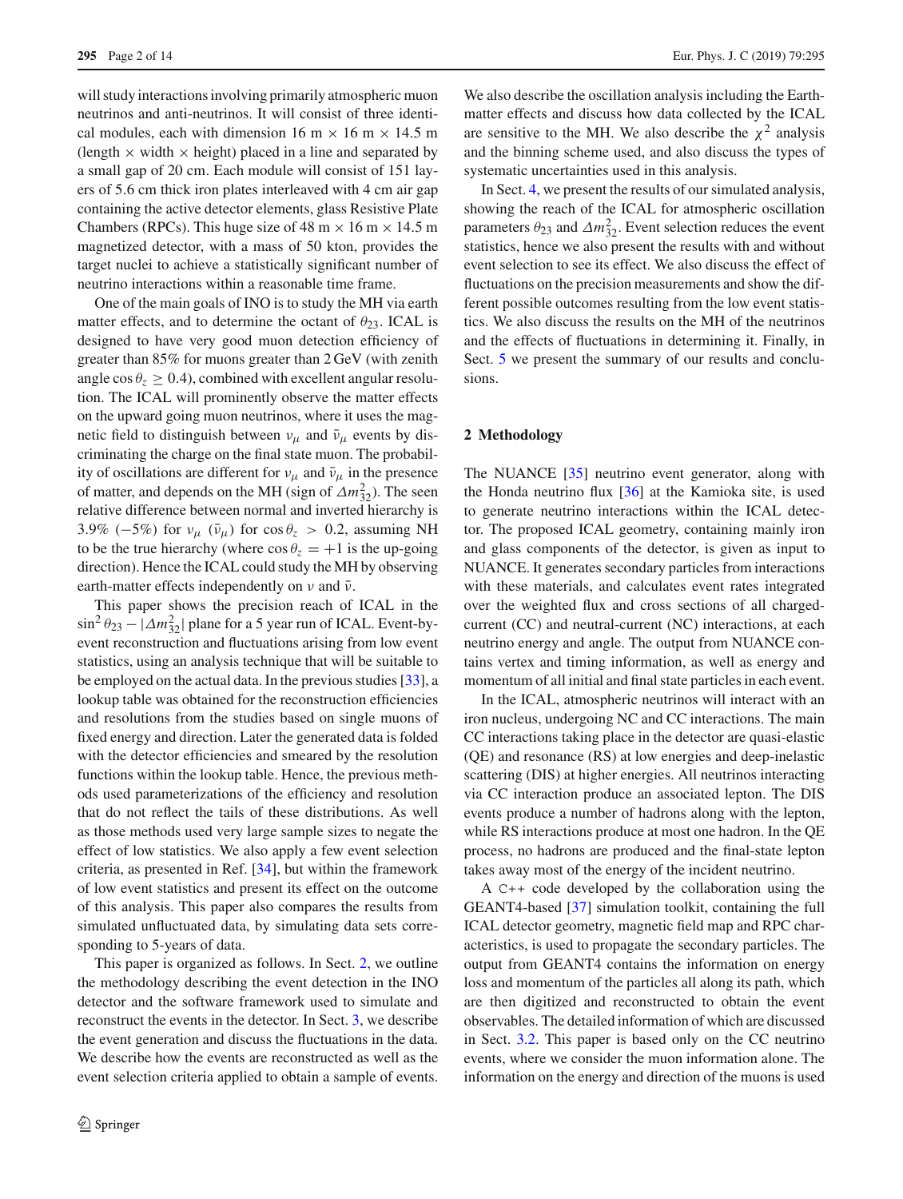will study interactions involving primarily atmospheric muon neutrinos and anti-neutrinos. It will consist of three identical modules, each with dimension 16 m × 16 m × 14.5 m (length × width × height) placed in a line and separated by a small gap of 20 cm. Each module will consist of 151 layers of 5.6 cm thick iron plates interleaved with 4 cm air gap containing the active detector elements, glass Resistive Plate Chambers (RPCs). This huge size of 48 m × 16 m × 14.5 m magnetized detector, with a mass of 50 kton, provides the target nuclei to achieve a statistically significant number of neutrino interactions within a reasonable time frame.

One of the main goals of INO is to study the MH via earth matter effects, and to determine the octant of $\theta_{23}$. ICAL is designed to have very good muon detection efficiency of greater than 85% for muons greater than 2 GeV (with zenith angle $\cos\theta_z \geq 0.4$), combined with excellent angular resolution. The ICAL will prominently observe the matter effects on the upward going muon neutrinos, where it uses the magnetic field to distinguish between $\nu_\mu$ and $\bar{\nu}_\mu$ events by discriminating the charge on the final state muon. The probability of oscillations are different for $\nu_\mu$ and $\bar{\nu}_\mu$ in the presence of matter, and depends on the MH (sign of $\Delta m^2_{32}$). The seen relative difference between normal and inverted hierarchy is 3.9% (−5%) for $\nu_\mu$ ($\bar{\nu}_\mu$) for $\cos\theta_z > 0.2$, assuming NH to be the true hierarchy (where $\cos\theta_z = +1$ is the up-going direction). Hence the ICAL could study the MH by observing earth-matter effects independently on $\nu$ and $\bar{\nu}$.

This paper shows the precision reach of ICAL in the $\sin^2\theta_{23} - |\Delta m^2_{32}|$ plane for a 5 year run of ICAL. Event-by-event reconstruction and fluctuations arising from low event statistics, using an analysis technique that will be suitable to be employed on the actual data. In the previous studies [33], a lookup table was obtained for the reconstruction efficiencies and resolutions from the studies based on single muons of fixed energy and direction. Later the generated data is folded with the detector efficiencies and smeared by the resolution functions within the lookup table. Hence, the previous methods used parameterizations of the efficiency and resolution that do not reflect the tails of these distributions. As well as those methods used very large sample sizes to negate the effect of low statistics. We also apply a few event selection criteria, as presented in Ref. [34], but within the framework of low event statistics and present its effect on the outcome of this analysis. This paper also compares the results from simulated unfluctuated data, by simulating data sets corresponding to 5-years of data.

This paper is organized as follows. In Sect. 2, we outline the methodology describing the event detection in the INO detector and the software framework used to simulate and reconstruct the events in the detector. In Sect. 3, we describe the event generation and discuss the fluctuations in the data. We describe how the events are reconstructed as well as the event selection criteria applied to obtain a sample of events. We also describe the oscillation analysis including the Earth-matter effects and discuss how data collected by the ICAL are sensitive to the MH. We also describe the $\chi^2$ analysis and the binning scheme used, and also discuss the types of systematic uncertainties used in this analysis.

In Sect. 4, we present the results of our simulated analysis, showing the reach of the ICAL for atmospheric oscillation parameters $\theta_{23}$ and $\Delta m^2_{32}$. Event selection reduces the event statistics, hence we also present the results with and without event selection to see its effect. We also discuss the effect of fluctuations on the precision measurements and show the different possible outcomes resulting from the low event statistics. We also discuss the results on the MH of the neutrinos and the effects of fluctuations in determining it. Finally, in Sect. 5 we present the summary of our results and conclusions.

## 2 Methodology

The NUANCE [35] neutrino event generator, along with the Honda neutrino flux [36] at the Kamioka site, is used to generate neutrino interactions within the ICAL detector. The proposed ICAL geometry, containing mainly iron and glass components of the detector, is given as input to NUANCE. It generates secondary particles from interactions with these materials, and calculates event rates integrated over the weighted flux and cross sections of all charged-current (CC) and neutral-current (NC) interactions, at each neutrino energy and angle. The output from NUANCE contains vertex and timing information, as well as energy and momentum of all initial and final state particles in each event.

In the ICAL, atmospheric neutrinos will interact with an iron nucleus, undergoing NC and CC interactions. The main CC interactions taking place in the detector are quasi-elastic (QE) and resonance (RS) at low energies and deep-inelastic scattering (DIS) at higher energies. All neutrinos interacting via CC interaction produce an associated lepton. The DIS events produce a number of hadrons along with the lepton, while RS interactions produce at most one hadron. In the QE process, no hadrons are produced and the final-state lepton takes away most of the energy of the incident neutrino.

A C++ code developed by the collaboration using the GEANT4-based [37] simulation toolkit, containing the full ICAL detector geometry, magnetic field map and RPC characteristics, is used to propagate the secondary particles. The output from GEANT4 contains the information on energy loss and momentum of the particles all along its path, which are then digitized and reconstructed to obtain the event observables. The detailed information of which are discussed in Sect. 3.2. This paper is based only on the CC neutrino events, where we consider the muon information alone. The information on the energy and direction of the muons is used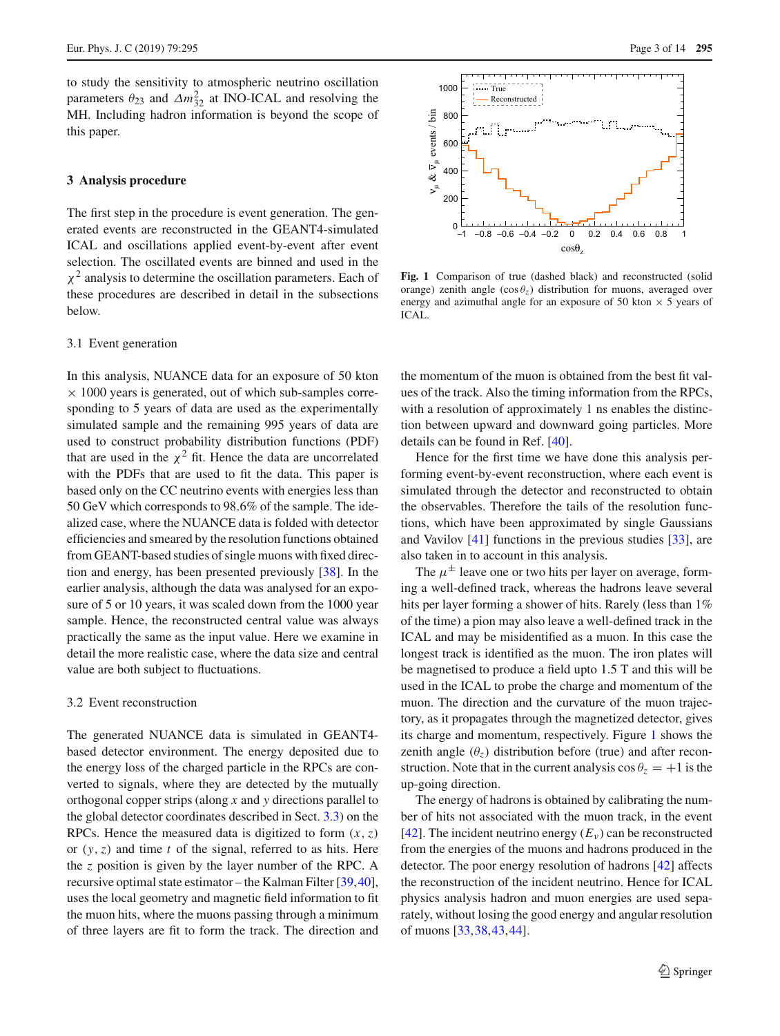to study the sensitivity to atmospheric neutrino oscillation parameters $\theta_{23}$ and $\Delta m^2_{32}$ at INO-ICAL and resolving the MH. Including hadron information is beyond the scope of this paper.

## 3 Analysis procedure

The first step in the procedure is event generation. The generated events are reconstructed in the GEANT4-simulated ICAL and oscillations applied event-by-event after event selection. The oscillated events are binned and used in the $\chi^2$ analysis to determine the oscillation parameters. Each of these procedures are described in detail in the subsections below.

### 3.1 Event generation

In this analysis, NUANCE data for an exposure of 50 kton $\times$ 1000 years is generated, out of which sub-samples corresponding to 5 years of data are used as the experimentally simulated sample and the remaining 995 years of data are used to construct probability distribution functions (PDF) that are used in the $\chi^2$ fit. Hence the data are uncorrelated with the PDFs that are used to fit the data. This paper is based only on the CC neutrino events with energies less than 50 GeV which corresponds to 98.6% of the sample. The idealized case, where the NUANCE data is folded with detector efficiencies and smeared by the resolution functions obtained from GEANT-based studies of single muons with fixed direction and energy, has been presented previously [38]. In the earlier analysis, although the data was analysed for an exposure of 5 or 10 years, it was scaled down from the 1000 year sample. Hence, the reconstructed central value was always practically the same as the input value. Here we examine in detail the more realistic case, where the data size and central value are both subject to fluctuations.

### 3.2 Event reconstruction

The generated NUANCE data is simulated in GEANT4-based detector environment. The energy deposited due to the energy loss of the charged particle in the RPCs are converted to signals, where they are detected by the mutually orthogonal copper strips (along $x$ and $y$ directions parallel to the global detector coordinates described in Sect. 3.3) on the RPCs. Hence the measured data is digitized to form $(x, z)$ or $(y, z)$ and time $t$ of the signal, referred to as hits. Here the $z$ position is given by the layer number of the RPC. A recursive optimal state estimator – the Kalman Filter [39,40], uses the local geometry and magnetic field information to fit the muon hits, where the muons passing through a minimum of three layers are fit to form the track. The direction and the momentum of the muon is obtained from the best fit values of the track. Also the timing information from the RPCs, with a resolution of approximately 1 ns enables the distinction between upward and downward going particles. More details can be found in Ref. [40].

Fig. 1 Comparison of true (dashed black) and reconstructed (solid orange) zenith angle ($\cos\theta_z$) distribution for muons, averaged over energy and azimuthal angle for an exposure of 50 kton $\times$ 5 years of ICAL.

Hence for the first time we have done this analysis performing event-by-event reconstruction, where each event is simulated through the detector and reconstructed to obtain the observables. Therefore the tails of the resolution functions, which have been approximated by single Gaussians and Vavilov [41] functions in the previous studies [33], are also taken in to account in this analysis.

The $\mu^{\pm}$ leave one or two hits per layer on average, forming a well-defined track, whereas the hadrons leave several hits per layer forming a shower of hits. Rarely (less than 1% of the time) a pion may also leave a well-defined track in the ICAL and may be misidentified as a muon. In this case the longest track is identified as the muon. The iron plates will be magnetised to produce a field upto 1.5 T and this will be used in the ICAL to probe the charge and momentum of the muon. The direction and the curvature of the muon trajectory, as it propagates through the magnetized detector, gives its charge and momentum, respectively. Figure 1 shows the zenith angle ($\theta_z$) distribution before (true) and after reconstruction. Note that in the current analysis $\cos\theta_z = +1$ is the up-going direction.

The energy of hadrons is obtained by calibrating the number of hits not associated with the muon track, in the event [42]. The incident neutrino energy ($E_\nu$) can be reconstructed from the energies of the muons and hadrons produced in the detector. The poor energy resolution of hadrons [42] affects the reconstruction of the incident neutrino. Hence for ICAL physics analysis hadron and muon energies are used separately, without losing the good energy and angular resolution of muons [33,38,43,44].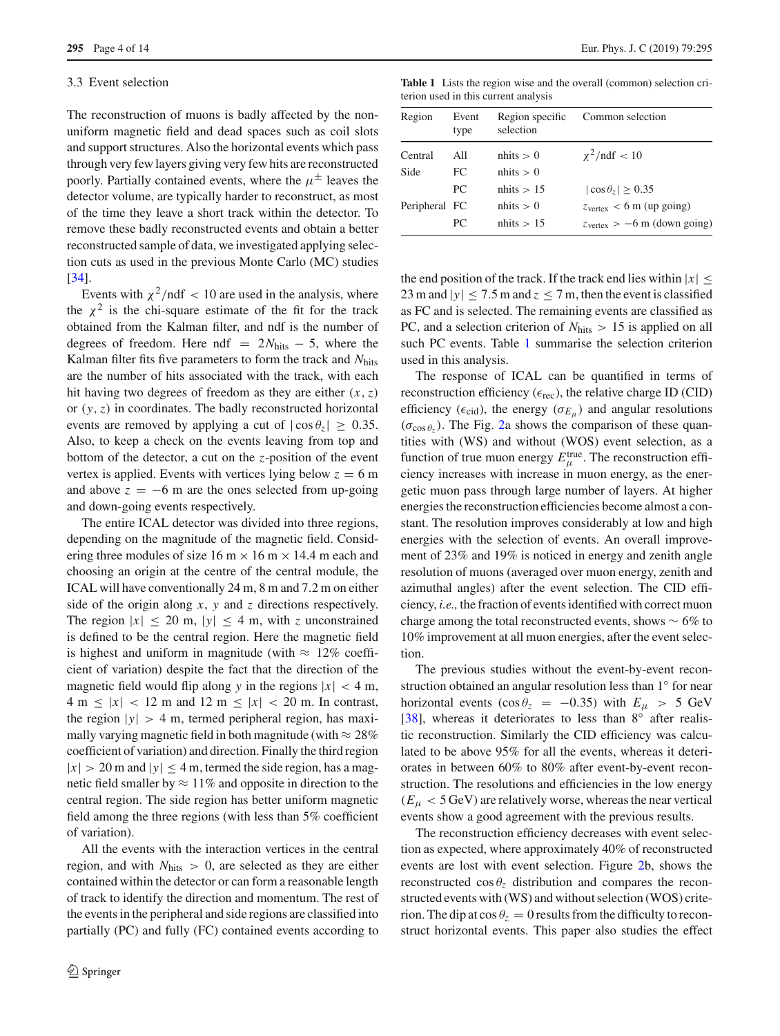### 3.3 Event selection

The reconstruction of muons is badly affected by the non-uniform magnetic field and dead spaces such as coil slots and support structures. Also the horizontal events which pass through very few layers giving very few hits are reconstructed poorly. Partially contained events, where the $\mu^{\pm}$ leaves the detector volume, are typically harder to reconstruct, as most of the time they leave a short track within the detector. To remove these badly reconstructed events and obtain a better reconstructed sample of data, we investigated applying selection cuts as used in the previous Monte Carlo (MC) studies [34].

Events with $\chi^2/\text{ndf} < 10$ are used in the analysis, where the $\chi^2$ is the chi-square estimate of the fit for the track obtained from the Kalman filter, and ndf is the number of degrees of freedom. Here ndf $= 2N_{\text{hits}} - 5$, where the Kalman filter fits five parameters to form the track and $N_{\text{hits}}$ are the number of hits associated with the track, with each hit having two degrees of freedom as they are either $(x, z)$ or $(y, z)$ in coordinates. The badly reconstructed horizontal events are removed by applying a cut of $|\cos\theta_z| \geq 0.35$. Also, to keep a check on the events leaving from top and bottom of the detector, a cut on the $z$-position of the event vertex is applied. Events with vertices lying below $z = 6$ m and above $z = -6$ m are the ones selected from up-going and down-going events respectively.

The entire ICAL detector was divided into three regions, depending on the magnitude of the magnetic field. Considering three modules of size 16 m × 16 m × 14.4 m each and choosing an origin at the centre of the central module, the ICAL will have conventionally 24 m, 8 m and 7.2 m on either side of the origin along $x$, $y$ and $z$ directions respectively. The region $|x| \leq 20$ m, $|y| \leq 4$ m, with $z$ unconstrained is defined to be the central region. Here the magnetic field is highest and uniform in magnitude (with ≈ 12% coefficient of variation) despite the fact that the direction of the magnetic field would flip along $y$ in the regions $|x| < 4$ m, 4 m $\leq |x| < 12$ m and 12 m $\leq |x| < 20$ m. In contrast, the region $|y| > 4$ m, termed peripheral region, has maximally varying magnetic field in both magnitude (with ≈ 28% coefficient of variation) and direction. Finally the third region $|x| > 20$ m and $|y| \leq 4$ m, termed the side region, has a magnetic field smaller by ≈ 11% and opposite in direction to the central region. The side region has better uniform magnetic field among the three regions (with less than 5% coefficient of variation).

All the events with the interaction vertices in the central region, and with $N_{\text{hits}} > 0$, are selected as they are either contained within the detector or can form a reasonable length of track to identify the direction and momentum. The rest of the events in the peripheral and side regions are classified into partially (PC) and fully (FC) contained events according to the end position of the track. If the track end lies within $|x| \leq 23$ m and $|y| \leq 7.5$ m and $z \leq 7$ m, then the event is classified as FC and is selected. The remaining events are classified as PC, and a selection criterion of $N_{\text{hits}} > 15$ is applied on all such PC events. Table 1 summarise the selection criterion used in this analysis.

**Table 1** Lists the region wise and the overall (common) selection criterion used in this current analysis

| Region | Event type | Region specific selection | Common selection |
|---|---|---|---|
| Central | All | nhits > 0 | $\chi^2/\text{ndf} < 10$ |
| Side | FC | nhits > 0 | |
| | PC | nhits > 15 | $\lvert\cos\theta_z\rvert \geq 0.35$ |
| Peripheral | FC | nhits > 0 | $z_{\text{vertex}} < 6$ m (up going) |
| | PC | nhits > 15 | $z_{\text{vertex}} > -6$ m (down going) |

The response of ICAL can be quantified in terms of reconstruction efficiency ($\epsilon_{\text{rec}}$), the relative charge ID (CID) efficiency ($\epsilon_{\text{cid}}$), the energy ($\sigma_{E_\mu}$) and angular resolutions ($\sigma_{\cos\theta_z}$). The Fig. 2a shows the comparison of these quantities with (WS) and without (WOS) event selection, as a function of true muon energy $E_\mu^{\text{true}}$. The reconstruction efficiency increases with increase in muon energy, as the energetic muon pass through large number of layers. At higher energies the reconstruction efficiencies become almost a constant. The resolution improves considerably at low and high energies with the selection of events. An overall improvement of 23% and 19% is noticed in energy and zenith angle resolution of muons (averaged over muon energy, zenith and azimuthal angles) after the event selection. The CID efficiency, *i.e.,* the fraction of events identified with correct muon charge among the total reconstructed events, shows ∼ 6% to 10% improvement at all muon energies, after the event selection.

The previous studies without the event-by-event reconstruction obtained an angular resolution less than 1° for near horizontal events ($\cos\theta_z = -0.35$) with $E_\mu > 5$ GeV [38], whereas it deteriorates to less than 8° after realistic reconstruction. Similarly the CID efficiency was calculated to be above 95% for all the events, whereas it deteriorates in between 60% to 80% after event-by-event reconstruction. The resolutions and efficiencies in the low energy ($E_\mu < 5$ GeV) are relatively worse, whereas the near vertical events show a good agreement with the previous results.

The reconstruction efficiency decreases with event selection as expected, where approximately 40% of reconstructed events are lost with event selection. Figure 2b, shows the reconstructed $\cos\theta_z$ distribution and compares the reconstructed events with (WS) and without selection (WOS) criterion. The dip at $\cos\theta_z = 0$ results from the difficulty to reconstruct horizontal events. This paper also studies the effect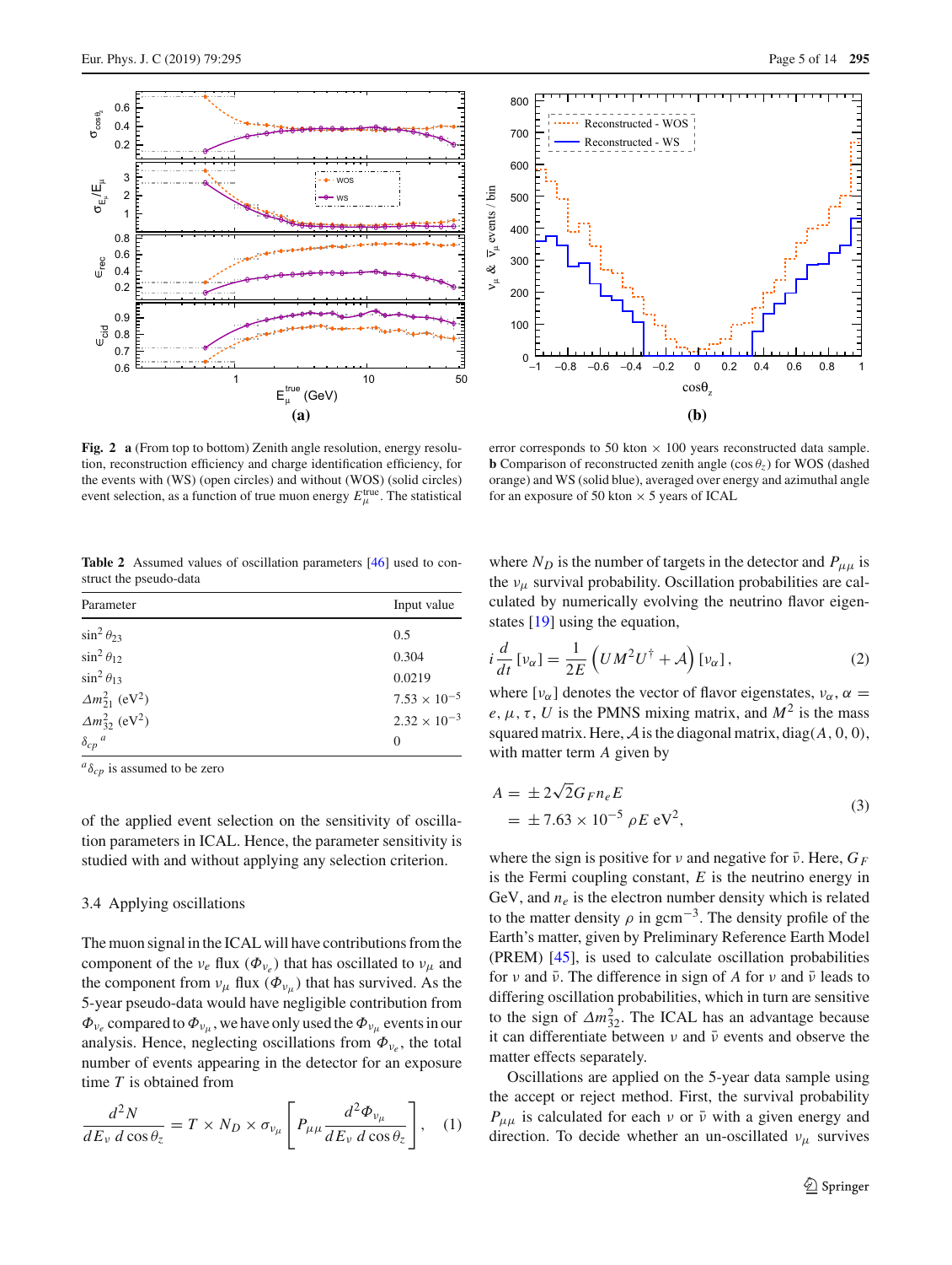**Fig. 2** **a** (From top to bottom) Zenith angle resolution, energy resolution, reconstruction efficiency and charge identification efficiency, for the events with (WS) (open circles) and without (WOS) (solid circles) event selection, as a function of true muon energy $E_{\mu}^{\text{true}}$. The statistical error corresponds to 50 kton × 100 years reconstructed data sample. **b** Comparison of reconstructed zenith angle ($\cos\theta_z$) for WOS (dashed orange) and WS (solid blue), averaged over energy and azimuthal angle for an exposure of 50 kton × 5 years of ICAL

**Table 2** Assumed values of oscillation parameters [46] used to construct the pseudo-data

| Parameter | Input value |
|---|---|
| $\sin^2\theta_{23}$ | 0.5 |
| $\sin^2\theta_{12}$ | 0.304 |
| $\sin^2\theta_{13}$ | 0.0219 |
| $\Delta m^2_{21}$ (eV$^2$) | $7.53 \times 10^{-5}$ |
| $\Delta m^2_{32}$ (eV$^2$) | $2.32 \times 10^{-3}$ |
| $\delta_{cp}$ [a] | 0 |

[a] $\delta_{cp}$ is assumed to be zero

of the applied event selection on the sensitivity of oscillation parameters in ICAL. Hence, the parameter sensitivity is studied with and without applying any selection criterion.

### 3.4 Applying oscillations

The muon signal in the ICAL will have contributions from the component of the $\nu_e$ flux ($\Phi_{\nu_e}$) that has oscillated to $\nu_\mu$ and the component from $\nu_\mu$ flux ($\Phi_{\nu_\mu}$) that has survived. As the 5-year pseudo-data would have negligible contribution from $\Phi_{\nu_e}$ compared to $\Phi_{\nu_\mu}$, we have only used the $\Phi_{\nu_\mu}$ events in our analysis. Hence, neglecting oscillations from $\Phi_{\nu_e}$, the total number of events appearing in the detector for an exposure time $T$ is obtained from

$$\frac{d^2N}{dE_\nu \, d\cos\theta_z} = T \times N_D \times \sigma_{\nu_\mu} \left[ P_{\mu\mu} \frac{d^2\Phi_{\nu_\mu}}{dE_\nu \, d\cos\theta_z} \right], \quad (1)$$

where $N_D$ is the number of targets in the detector and $P_{\mu\mu}$ is the $\nu_\mu$ survival probability. Oscillation probabilities are calculated by numerically evolving the neutrino flavor eigenstates [19] using the equation,

$$i\frac{d}{dt}[\nu_\alpha] = \frac{1}{2E}\left(UM^2U^\dagger + \mathcal{A}\right)[\nu_\alpha], \quad (2)$$

where $[\nu_\alpha]$ denotes the vector of flavor eigenstates, $\nu_\alpha$, $\alpha = e, \mu, \tau$, $U$ is the PMNS mixing matrix, and $M^2$ is the mass squared matrix. Here, $\mathcal{A}$ is the diagonal matrix, diag$(A, 0, 0)$, with matter term $A$ given by

$$\begin{aligned} A &= \pm 2\sqrt{2}G_F n_e E \\ &= \pm 7.63 \times 10^{-5} \, \rho E \text{ eV}^2, \end{aligned} \quad (3)$$

where the sign is positive for $\nu$ and negative for $\bar{\nu}$. Here, $G_F$ is the Fermi coupling constant, $E$ is the neutrino energy in GeV, and $n_e$ is the electron number density which is related to the matter density $\rho$ in gcm$^{-3}$. The density profile of the Earth's matter, given by Preliminary Reference Earth Model (PREM) [45], is used to calculate oscillation probabilities for $\nu$ and $\bar{\nu}$. The difference in sign of $A$ for $\nu$ and $\bar{\nu}$ leads to differing oscillation probabilities, which in turn are sensitive to the sign of $\Delta m^2_{32}$. The ICAL has an advantage because it can differentiate between $\nu$ and $\bar{\nu}$ events and observe the matter effects separately.

Oscillations are applied on the 5-year data sample using the accept or reject method. First, the survival probability $P_{\mu\mu}$ is calculated for each $\nu$ or $\bar{\nu}$ with a given energy and direction. To decide whether an un-oscillated $\nu_\mu$ survives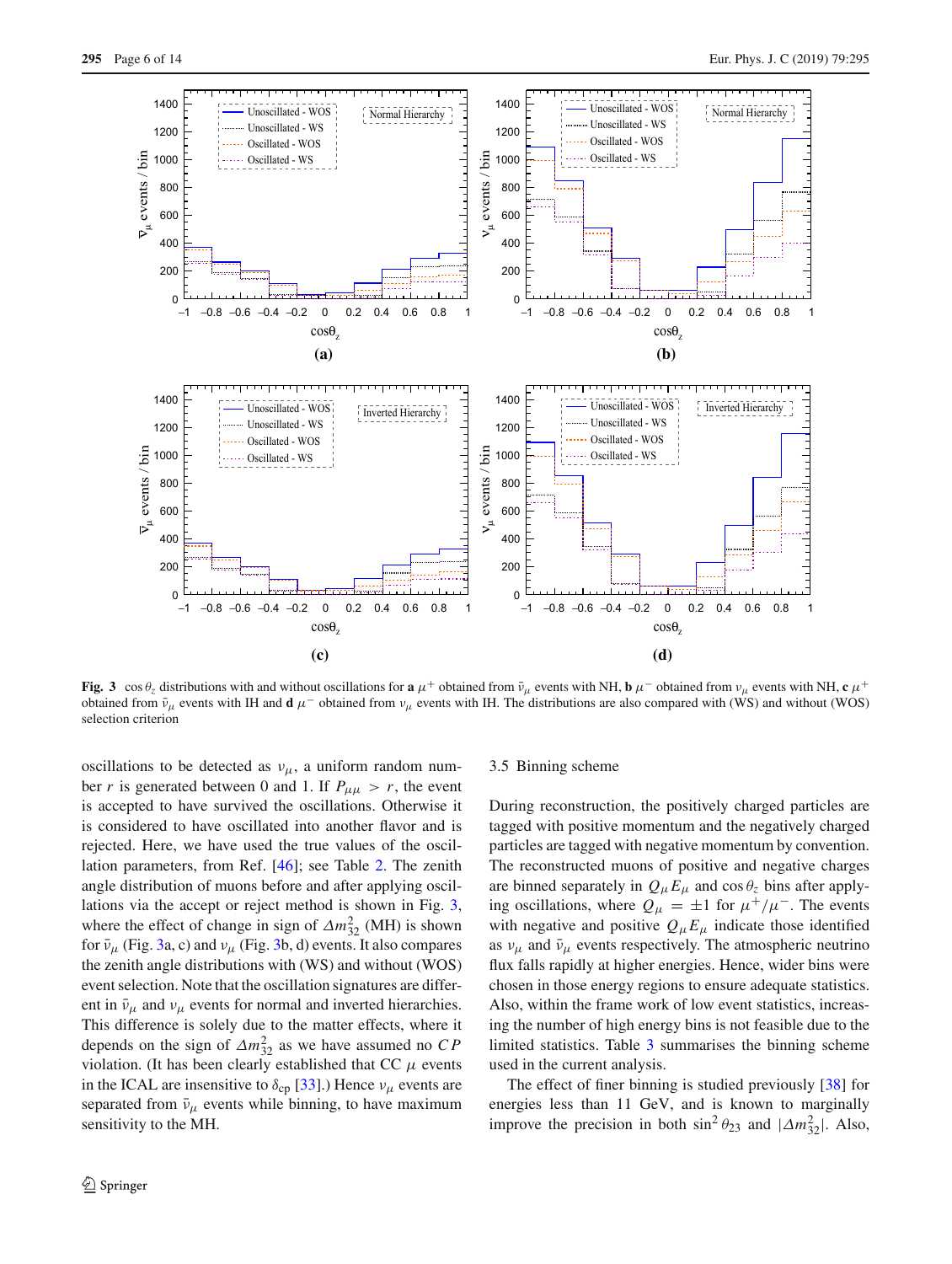**Fig. 3** $\cos\theta_z$ distributions with and without oscillations for **a** $\mu^+$ obtained from $\bar{\nu}_\mu$ events with NH, **b** $\mu^-$ obtained from $\nu_\mu$ events with NH, **c** $\mu^+$ obtained from $\bar{\nu}_\mu$ events with IH and **d** $\mu^-$ obtained from $\nu_\mu$ events with IH. The distributions are also compared with (WS) and without (WOS) selection criterion

oscillations to be detected as $\nu_\mu$, a uniform random number $r$ is generated between 0 and 1. If $P_{\mu\mu} > r$, the event is accepted to have survived the oscillations. Otherwise it is considered to have oscillated into another flavor and is rejected. Here, we have used the true values of the oscillation parameters, from Ref. [46]; see Table 2. The zenith angle distribution of muons before and after applying oscillations via the accept or reject method is shown in Fig. 3, where the effect of change in sign of $\Delta m^2_{32}$ (MH) is shown for $\bar{\nu}_\mu$ (Fig. 3a, c) and $\nu_\mu$ (Fig. 3b, d) events. It also compares the zenith angle distributions with (WS) and without (WOS) event selection. Note that the oscillation signatures are different in $\bar{\nu}_\mu$ and $\nu_\mu$ events for normal and inverted hierarchies. This difference is solely due to the matter effects, where it depends on the sign of $\Delta m^2_{32}$ as we have assumed no $CP$ violation. (It has been clearly established that CC $\mu$ events in the ICAL are insensitive to $\delta_{cp}$ [33].) Hence $\nu_\mu$ events are separated from $\bar{\nu}_\mu$ events while binning, to have maximum sensitivity to the MH.

### 3.5 Binning scheme

During reconstruction, the positively charged particles are tagged with positive momentum and the negatively charged particles are tagged with negative momentum by convention. The reconstructed muons of positive and negative charges are binned separately in $Q_\mu E_\mu$ and $\cos\theta_z$ bins after applying oscillations, where $Q_\mu = \pm 1$ for $\mu^+/\mu^-$. The events with negative and positive $Q_\mu E_\mu$ indicate those identified as $\nu_\mu$ and $\bar{\nu}_\mu$ events respectively. The atmospheric neutrino flux falls rapidly at higher energies. Hence, wider bins were chosen in those energy regions to ensure adequate statistics. Also, within the frame work of low event statistics, increasing the number of high energy bins is not feasible due to the limited statistics. Table 3 summarises the binning scheme used in the current analysis.

The effect of finer binning is studied previously [38] for energies less than 11 GeV, and is known to marginally improve the precision in both $\sin^2\theta_{23}$ and $|\Delta m^2_{32}|$. Also,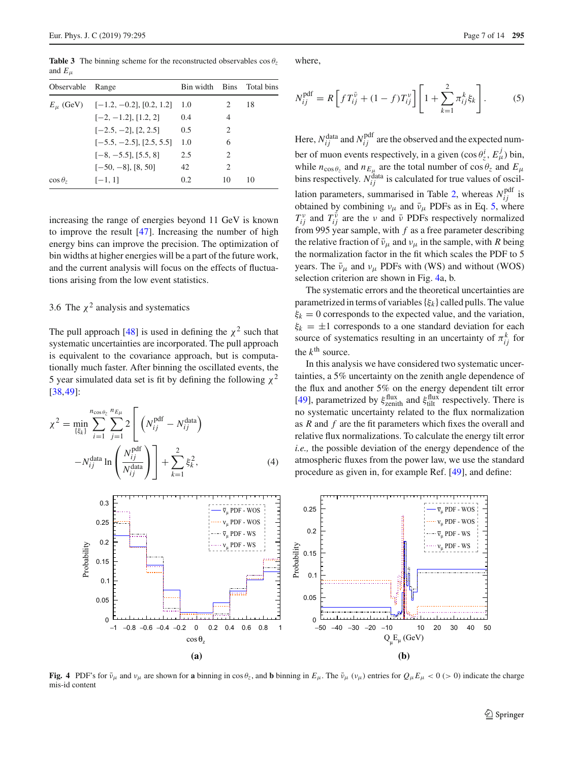**Table 3** The binning scheme for the reconstructed observables $\cos\theta_z$ and $E_\mu$

| Observable | Range | Bin width | Bins | Total bins |
|---|---|---|---|---|
| $E_\mu$ (GeV) | [−1.2, −0.2], [0.2, 1.2] | 1.0 | 2 | 18 |
| | [−2, −1.2], [1.2, 2] | 0.4 | 4 | |
| | [−2.5, −2], [2, 2.5] | 0.5 | 2 | |
| | [−5.5, −2.5], [2.5, 5.5] | 1.0 | 6 | |
| | [−8, −5.5], [5.5, 8] | 2.5 | 2 | |
| | [−50, −8], [8, 50] | 42 | 2 | |
| $\cos\theta_z$ | [−1, 1] | 0.2 | 10 | 10 |

increasing the range of energies beyond 11 GeV is known to improve the result [47]. Increasing the number of high energy bins can improve the precision. The optimization of bin widths at higher energies will be a part of the future work, and the current analysis will focus on the effects of fluctuations arising from the low event statistics.

### 3.6 The $\chi^2$ analysis and systematics

The pull approach [48] is used in defining the $\chi^2$ such that systematic uncertainties are incorporated. The pull approach is equivalent to the covariance approach, but is computationally much faster. After binning the oscillated events, the 5 year simulated data set is fit by defining the following $\chi^2$ [38,49]:

$$\chi^2 = \min_{\{\xi_k\}} \sum_{i=1}^{n_{\cos\theta_z}} \sum_{j=1}^{n_{E_\mu}} 2\left[\left(N_{ij}^{\text{pdf}} - N_{ij}^{\text{data}}\right) - N_{ij}^{\text{data}} \ln\left(\frac{N_{ij}^{\text{pdf}}}{N_{ij}^{\text{data}}}\right)\right] + \sum_{k=1}^{2}\xi_k^2, \tag{4}$$

where,

$$N_{ij}^{\text{pdf}} = R\left[f T_{ij}^{\bar{\nu}} + (1-f) T_{ij}^{\nu}\right]\left[1 + \sum_{k=1}^{2}\pi_{ij}^{k}\xi_k\right]. \tag{5}$$

Here, $N_{ij}^{\text{data}}$ and $N_{ij}^{\text{pdf}}$ are the observed and the expected number of muon events respectively, in a given $(\cos\theta_z^i, E_\mu^j)$ bin, while $n_{\cos\theta_z}$ and $n_{E_\mu}$ are the total number of $\cos\theta_z$ and $E_\mu$ bins respectively. $N_{ij}^{\text{data}}$ is calculated for true values of oscillation parameters, summarised in Table 2, whereas $N_{ij}^{\text{pdf}}$ is obtained by combining $\nu_\mu$ and $\bar{\nu}_\mu$ PDFs as in Eq. 5, where $T_{ij}^{\nu}$ and $T_{ij}^{\bar{\nu}}$ are the $\nu$ and $\bar{\nu}$ PDFs respectively normalized from 995 year sample, with $f$ as a free parameter describing the relative fraction of $\bar{\nu}_\mu$ and $\nu_\mu$ in the sample, with $R$ being the normalization factor in the fit which scales the PDF to 5 years. The $\bar{\nu}_\mu$ and $\nu_\mu$ PDFs with (WS) and without (WOS) selection criterion are shown in Fig. 4a, b.

The systematic errors and the theoretical uncertainties are parametrized in terms of variables $\{\xi_k\}$ called pulls. The value $\xi_k = 0$ corresponds to the expected value, and the variation, $\xi_k = \pm 1$ corresponds to a one standard deviation for each source of systematics resulting in an uncertainty of $\pi_{ij}^{k}$ for the $k^{\text{th}}$ source.

In this analysis we have considered two systematic uncertainties, a 5% uncertainty on the zenith angle dependence of the flux and another 5% on the energy dependent tilt error [49], parametrized by $\xi_{\text{zenith}}^{\text{flux}}$ and $\xi_{\text{tilt}}^{\text{flux}}$ respectively. There is no systematic uncertainty related to the flux normalization as $R$ and $f$ are the fit parameters which fixes the overall and relative flux normalizations. To calculate the energy tilt error *i.e.,* the possible deviation of the energy dependence of the atmospheric fluxes from the power law, we use the standard procedure as given in, for example Ref. [49], and define:

**Fig. 4** PDF's for $\bar{\nu}_\mu$ and $\nu_\mu$ are shown for **a** binning in $\cos\theta_z$, and **b** binning in $E_\mu$. The $\bar{\nu}_\mu$ ($\nu_\mu$) entries for $Q_\mu E_\mu < 0$ ($> 0$) indicate the charge mis-id content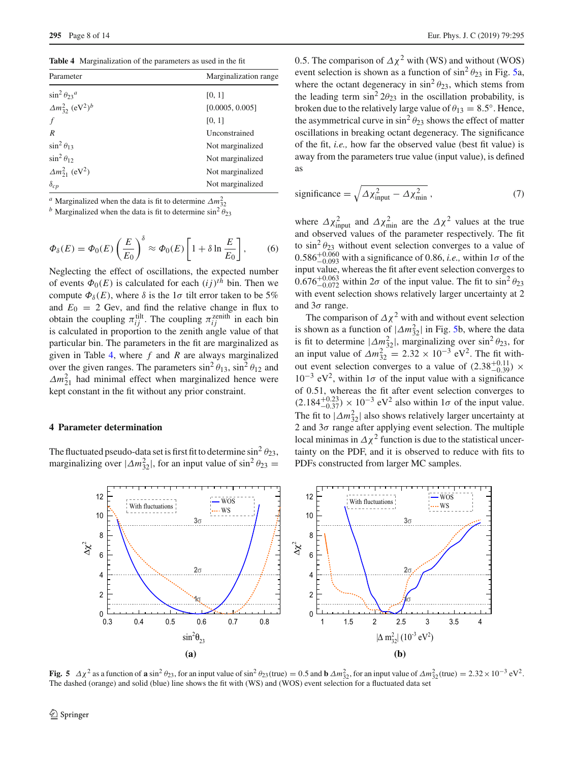**Table 4** Marginalization of the parameters as used in the fit

| Parameter | Marginalization range |
|---|---|
| $\sin^2\theta_{23}$ [a] | [0, 1] |
| $\Delta m^2_{32}$ ($\text{eV}^2$) [b] | [0.0005, 0.005] |
| $f$ | [0, 1] |
| $R$ | Unconstrained |
| $\sin^2\theta_{13}$ | Not marginalized |
| $\sin^2\theta_{12}$ | Not marginalized |
| $\Delta m^2_{21}$ ($\text{eV}^2$) | Not marginalized |
| $\delta_{cp}$ | Not marginalized |

[a] Marginalized when the data is fit to determine $\Delta m^2_{32}$
[b] Marginalized when the data is fit to determine $\sin^2\theta_{23}$

$$\Phi_\delta(E) = \Phi_0(E)\left(\frac{E}{E_0}\right)^\delta \approx \Phi_0(E)\left[1 + \delta \ln\frac{E}{E_0}\right], \qquad (6)$$

Neglecting the effect of oscillations, the expected number of events $\Phi_0(E)$ is calculated for each $(ij)^{th}$ bin. Then we compute $\Phi_\delta(E)$, where $\delta$ is the $1\sigma$ tilt error taken to be 5% and $E_0 = 2$ Gev, and find the relative change in flux to obtain the coupling $\pi^{\text{tilt}}_{ij}$. The coupling $\pi^{\text{zenith}}_{ij}$ in each bin is calculated in proportion to the zenith angle value of that particular bin. The parameters in the fit are marginalized as given in Table 4, where $f$ and $R$ are always marginalized over the given ranges. The parameters $\sin^2\theta_{13}$, $\sin^2\theta_{12}$ and $\Delta m^2_{21}$ had minimal effect when marginalized hence were kept constant in the fit without any prior constraint.

## 4 Parameter determination

The fluctuated pseudo-data set is first fit to determine $\sin^2\theta_{23}$, marginalizing over $|\Delta m^2_{32}|$, for an input value of $\sin^2\theta_{23} = 0.5$. The comparison of $\Delta\chi^2$ with (WS) and without (WOS) event selection is shown as a function of $\sin^2\theta_{23}$ in Fig. 5a, where the octant degeneracy in $\sin^2\theta_{23}$, which stems from the leading term $\sin^2 2\theta_{23}$ in the oscillation probability, is broken due to the relatively large value of $\theta_{13} = 8.5°$. Hence, the asymmetrical curve in $\sin^2\theta_{23}$ shows the effect of matter oscillations in breaking octant degeneracy. The significance of the fit, *i.e.,* how far the observed value (best fit value) is away from the parameters true value (input value), is defined as

$$\text{significance} = \sqrt{\Delta\chi^2_{\text{input}} - \Delta\chi^2_{\text{min}}}\,, \qquad (7)$$

where $\Delta\chi^2_{\text{input}}$ and $\Delta\chi^2_{\text{min}}$ are the $\Delta\chi^2$ values at the true and observed values of the parameter respectively. The fit to $\sin^2\theta_{23}$ without event selection converges to a value of $0.586^{+0.060}_{-0.093}$ with a significance of 0.86, *i.e.,* within $1\sigma$ of the input value, whereas the fit after event selection converges to $0.676^{+0.063}_{-0.072}$ within $2\sigma$ of the input value. The fit to $\sin^2\theta_{23}$ with event selection shows relatively larger uncertainty at 2 and $3\sigma$ range.

The comparison of $\Delta\chi^2$ with and without event selection is shown as a function of $|\Delta m^2_{32}|$ in Fig. 5b, where the data is fit to determine $|\Delta m^2_{32}|$, marginalizing over $\sin^2\theta_{23}$, for an input value of $\Delta m^2_{32} = 2.32 \times 10^{-3}$ $\text{eV}^2$. The fit without event selection converges to a value of $(2.38^{+0.11}_{-0.39}) \times 10^{-3}$ $\text{eV}^2$, within $1\sigma$ of the input value with a significance of 0.51, whereas the fit after event selection converges to $(2.184^{+0.23}_{-0.37}) \times 10^{-3}$ $\text{eV}^2$ also within $1\sigma$ of the input value. The fit to $|\Delta m^2_{32}|$ also shows relatively larger uncertainty at 2 and $3\sigma$ range after applying event selection. The multiple local minimas in $\Delta\chi^2$ function is due to the statistical uncertainty on the PDF, and it is observed to reduce with fits to PDFs constructed from larger MC samples.

**Fig. 5** $\Delta\chi^2$ as a function of **a** $\sin^2\theta_{23}$, for an input value of $\sin^2\theta_{23}(\text{true}) = 0.5$ and **b** $\Delta m^2_{32}$, for an input value of $\Delta m^2_{32}(\text{true}) = 2.32 \times 10^{-3}$ $\text{eV}^2$. The dashed (orange) and solid (blue) line shows the fit with (WS) and (WOS) event selection for a fluctuated data set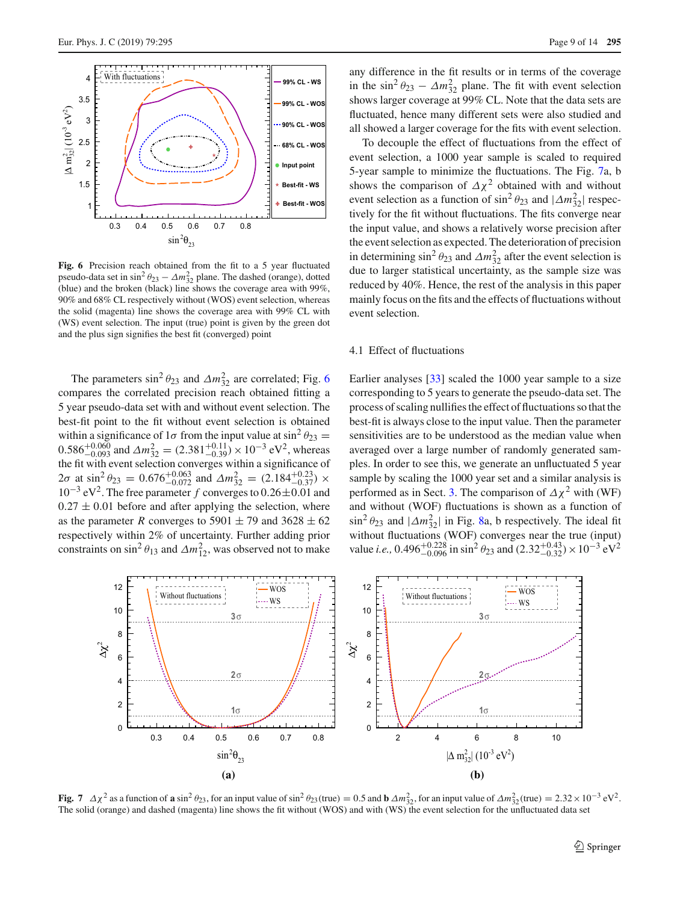Fig. 6 Precision reach obtained from the fit to a 5 year fluctuated pseudo-data set in $\sin^2\theta_{23} - \Delta m^2_{32}$ plane. The dashed (orange), dotted (blue) and the broken (black) line shows the coverage area with 99%, 90% and 68% CL respectively without (WOS) event selection, whereas the solid (magenta) line shows the coverage area with 99% CL with (WS) event selection. The input (true) point is given by the green dot and the plus sign signifies the best fit (converged) point

The parameters $\sin^2\theta_{23}$ and $\Delta m^2_{32}$ are correlated; Fig. 6 compares the correlated precision reach obtained fitting a 5 year pseudo-data set with and without event selection. The best-fit point to the fit without event selection is obtained within a significance of $1\sigma$ from the input value at $\sin^2\theta_{23} = 0.586^{+0.060}_{-0.093}$ and $\Delta m^2_{32} = (2.381^{+0.11}_{-0.39}) \times 10^{-3}$ eV$^2$, whereas the fit with event selection converges within a significance of $2\sigma$ at $\sin^2\theta_{23} = 0.676^{+0.063}_{-0.072}$ and $\Delta m^2_{32} = (2.184^{+0.23}_{-0.37}) \times 10^{-3}$ eV$^2$. The free parameter $f$ converges to $0.26 \pm 0.01$ and $0.27 \pm 0.01$ before and after applying the selection, where as the parameter $R$ converges to $5901 \pm 79$ and $3628 \pm 62$ respectively within 2% of uncertainty. Further adding prior constraints on $\sin^2\theta_{13}$ and $\Delta m^2_{12}$, was observed not to make any difference in the fit results or in terms of the coverage in the $\sin^2\theta_{23} - \Delta m^2_{32}$ plane. The fit with event selection shows larger coverage at 99% CL. Note that the data sets are fluctuated, hence many different sets were also studied and all showed a larger coverage for the fits with event selection.

To decouple the effect of fluctuations from the effect of event selection, a 1000 year sample is scaled to required 5-year sample to minimize the fluctuations. The Fig. 7a, b shows the comparison of $\Delta\chi^2$ obtained with and without event selection as a function of $\sin^2\theta_{23}$ and $|\Delta m^2_{32}|$ respectively for the fit without fluctuations. The fits converge near the input value, and shows a relatively worse precision after the event selection as expected. The deterioration of precision in determining $\sin^2\theta_{23}$ and $\Delta m^2_{32}$ after the event selection is due to larger statistical uncertainty, as the sample size was reduced by 40%. Hence, the rest of the analysis in this paper mainly focus on the fits and the effects of fluctuations without event selection.

### 4.1 Effect of fluctuations

Earlier analyses [33] scaled the 1000 year sample to a size corresponding to 5 years to generate the pseudo-data set. The process of scaling nullifies the effect of fluctuations so that the best-fit is always close to the input value. Then the parameter sensitivities are to be understood as the median value when averaged over a large number of randomly generated samples. In order to see this, we generate an unfluctuated 5 year sample by scaling the 1000 year set and a similar analysis is performed as in Sect. 3. The comparison of $\Delta\chi^2$ with (WF) and without (WOF) fluctuations is shown as a function of $\sin^2\theta_{23}$ and $|\Delta m^2_{32}|$ in Fig. 8a, b respectively. The ideal fit without fluctuations (WOF) converges near the true (input) value *i.e.,* $0.496^{+0.228}_{-0.096}$ in $\sin^2\theta_{23}$ and $(2.32^{+0.43}_{-0.32}) \times 10^{-3}$ eV$^2$

Fig. 7 $\Delta\chi^2$ as a function of **a** $\sin^2\theta_{23}$, for an input value of $\sin^2\theta_{23}$(true) $= 0.5$ and **b** $\Delta m^2_{32}$, for an input value of $\Delta m^2_{32}$(true) $= 2.32 \times 10^{-3}$ eV$^2$. The solid (orange) and dashed (magenta) line shows the fit without (WOS) and with (WS) the event selection for the unfluctuated data set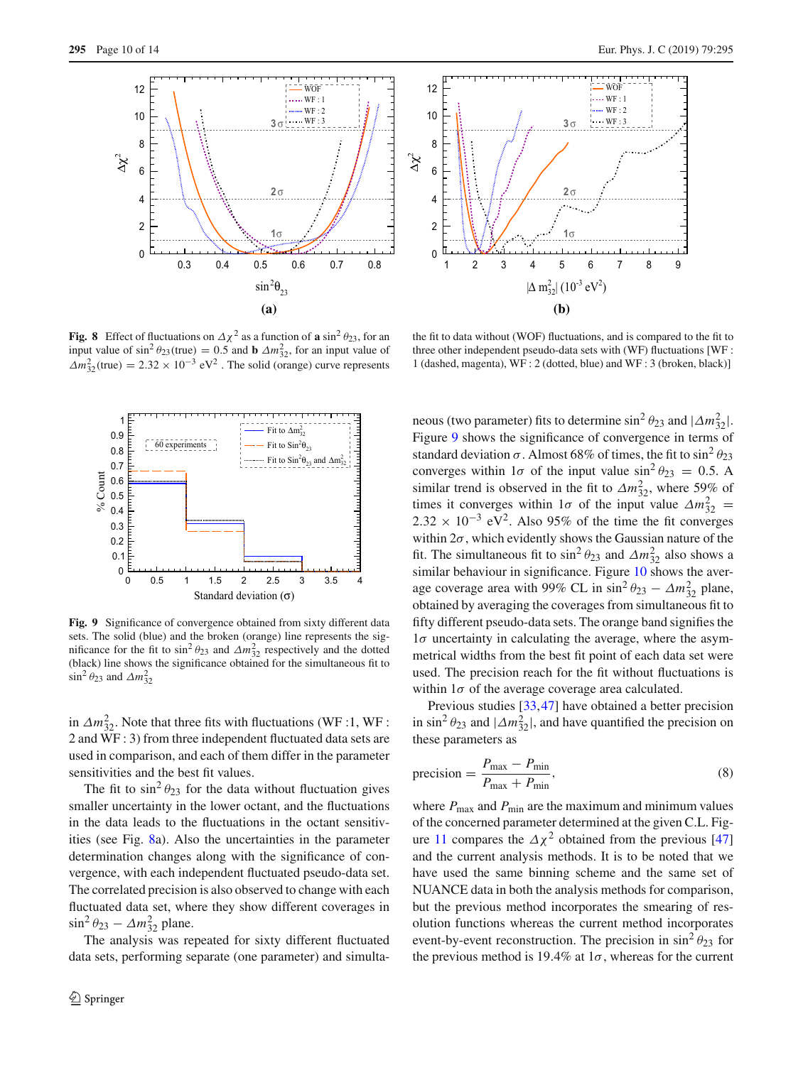**Fig. 8** Effect of fluctuations on $\Delta\chi^2$ as a function of **a** $\sin^2\theta_{23}$, for an input value of $\sin^2\theta_{23}(\text{true}) = 0.5$ and **b** $\Delta m^2_{32}$, for an input value of $\Delta m^2_{32}(\text{true}) = 2.32 \times 10^{-3}$ eV$^2$. The solid (orange) curve represents the fit to data without (WOF) fluctuations, and is compared to the fit to three other independent pseudo-data sets with (WF) fluctuations [WF : 1 (dashed, magenta), WF : 2 (dotted, blue) and WF : 3 (broken, black)]

**Fig. 9** Significance of convergence obtained from sixty different data sets. The solid (blue) and the broken (orange) line represents the significance for the fit to $\sin^2\theta_{23}$ and $\Delta m^2_{32}$ respectively and the dotted (black) line shows the significance obtained for the simultaneous fit to $\sin^2\theta_{23}$ and $\Delta m^2_{32}$

in $\Delta m^2_{32}$. Note that three fits with fluctuations (WF :1, WF : 2 and WF : 3) from three independent fluctuated data sets are used in comparison, and each of them differ in the parameter sensitivities and the best fit values.

The fit to $\sin^2\theta_{23}$ for the data without fluctuation gives smaller uncertainty in the lower octant, and the fluctuations in the data leads to the fluctuations in the octant sensitivities (see Fig. 8a). Also the uncertainties in the parameter determination changes along with the significance of convergence, with each independent fluctuated pseudo-data set. The correlated precision is also observed to change with each fluctuated data set, where they show different coverages in $\sin^2\theta_{23} - \Delta m^2_{32}$ plane.

The analysis was repeated for sixty different fluctuated data sets, performing separate (one parameter) and simultaneous (two parameter) fits to determine $\sin^2\theta_{23}$ and $|\Delta m^2_{32}|$. Figure 9 shows the significance of convergence in terms of standard deviation $\sigma$. Almost 68% of times, the fit to $\sin^2\theta_{23}$ converges within $1\sigma$ of the input value $\sin^2\theta_{23} = 0.5$. A similar trend is observed in the fit to $\Delta m^2_{32}$, where 59% of times it converges within $1\sigma$ of the input value $\Delta m^2_{32} = 2.32 \times 10^{-3}$ eV$^2$. Also 95% of the time the fit converges within $2\sigma$, which evidently shows the Gaussian nature of the fit. The simultaneous fit to $\sin^2\theta_{23}$ and $\Delta m^2_{32}$ also shows a similar behaviour in significance. Figure 10 shows the average coverage area with 99% CL in $\sin^2\theta_{23} - \Delta m^2_{32}$ plane, obtained by averaging the coverages from simultaneous fit to fifty different pseudo-data sets. The orange band signifies the $1\sigma$ uncertainty in calculating the average, where the asymmetrical widths from the best fit point of each data set were used. The precision reach for the fit without fluctuations is within $1\sigma$ of the average coverage area calculated.

Previous studies [33,47] have obtained a better precision in $\sin^2\theta_{23}$ and $|\Delta m^2_{32}|$, and have quantified the precision on these parameters as

$$\text{precision} = \frac{P_{\max} - P_{\min}}{P_{\max} + P_{\min}}, \tag{8}$$

where $P_{\max}$ and $P_{\min}$ are the maximum and minimum values of the concerned parameter determined at the given C.L. Figure 11 compares the $\Delta\chi^2$ obtained from the previous [47] and the current analysis methods. It is to be noted that we have used the same binning scheme and the same set of NUANCE data in both the analysis methods for comparison, but the previous method incorporates the smearing of resolution functions whereas the current method incorporates event-by-event reconstruction. The precision in $\sin^2\theta_{23}$ for the previous method is 19.4% at $1\sigma$, whereas for the current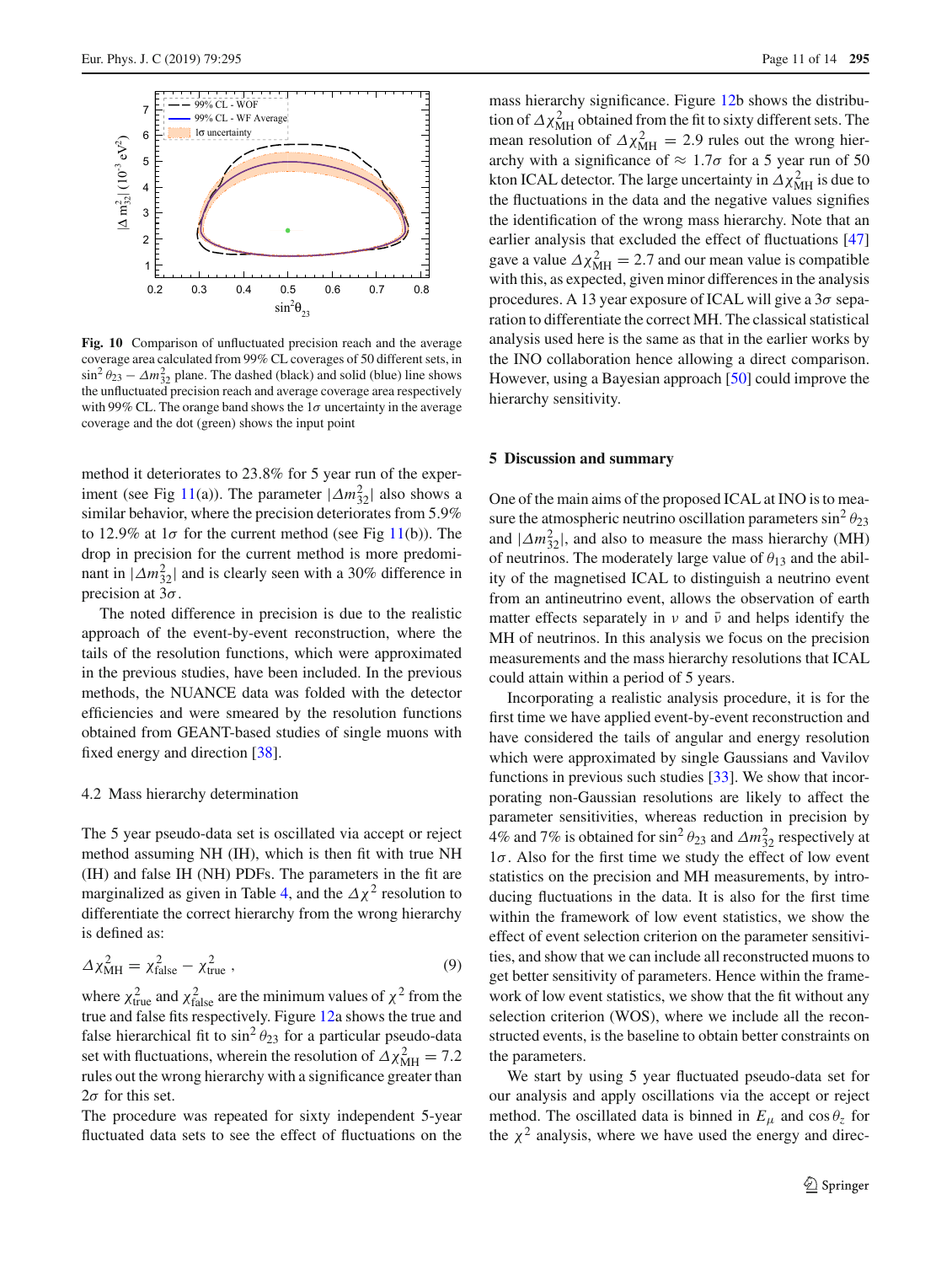**Fig. 10** Comparison of unfluctuated precision reach and the average coverage area calculated from 99% CL coverages of 50 different sets, in $\sin^2\theta_{23} - \Delta m^2_{32}$ plane. The dashed (black) and solid (blue) line shows the unfluctuated precision reach and average coverage area respectively with 99% CL. The orange band shows the $1\sigma$ uncertainty in the average coverage and the dot (green) shows the input point

method it deteriorates to 23.8% for 5 year run of the experiment (see Fig 11(a)). The parameter $|\Delta m^2_{32}|$ also shows a similar behavior, where the precision deteriorates from 5.9% to 12.9% at $1\sigma$ for the current method (see Fig 11(b)). The drop in precision for the current method is more predominant in $|\Delta m^2_{32}|$ and is clearly seen with a 30% difference in precision at $3\sigma$.

The noted difference in precision is due to the realistic approach of the event-by-event reconstruction, where the tails of the resolution functions, which were approximated in the previous studies, have been included. In the previous methods, the NUANCE data was folded with the detector efficiencies and were smeared by the resolution functions obtained from GEANT-based studies of single muons with fixed energy and direction [38].

### 4.2 Mass hierarchy determination

The 5 year pseudo-data set is oscillated via accept or reject method assuming NH (IH), which is then fit with true NH (IH) and false IH (NH) PDFs. The parameters in the fit are marginalized as given in Table 4, and the $\Delta\chi^2$ resolution to differentiate the correct hierarchy from the wrong hierarchy is defined as:

$$\Delta\chi^2_{\rm MH} = \chi^2_{\rm false} - \chi^2_{\rm true}\ , \tag{9}$$

where $\chi^2_{\rm true}$ and $\chi^2_{\rm false}$ are the minimum values of $\chi^2$ from the true and false fits respectively. Figure 12a shows the true and false hierarchical fit to $\sin^2\theta_{23}$ for a particular pseudo-data set with fluctuations, wherein the resolution of $\Delta\chi^2_{\rm MH} = 7.2$ rules out the wrong hierarchy with a significance greater than $2\sigma$ for this set.

The procedure was repeated for sixty independent 5-year fluctuated data sets to see the effect of fluctuations on the mass hierarchy significance. Figure 12b shows the distribution of $\Delta\chi^2_{\rm MH}$ obtained from the fit to sixty different sets. The mean resolution of $\Delta\chi^2_{\rm MH} = 2.9$ rules out the wrong hierarchy with a significance of $\approx 1.7\sigma$ for a 5 year run of 50 kton ICAL detector. The large uncertainty in $\Delta\chi^2_{\rm MH}$ is due to the fluctuations in the data and the negative values signifies the identification of the wrong mass hierarchy. Note that an earlier analysis that excluded the effect of fluctuations [47] gave a value $\Delta\chi^2_{\rm MH} = 2.7$ and our mean value is compatible with this, as expected, given minor differences in the analysis procedures. A 13 year exposure of ICAL will give a $3\sigma$ separation to differentiate the correct MH. The classical statistical analysis used here is the same as that in the earlier works by the INO collaboration hence allowing a direct comparison. However, using a Bayesian approach [50] could improve the hierarchy sensitivity.

## 5 Discussion and summary

One of the main aims of the proposed ICAL at INO is to measure the atmospheric neutrino oscillation parameters $\sin^2\theta_{23}$ and $|\Delta m^2_{32}|$, and also to measure the mass hierarchy (MH) of neutrinos. The moderately large value of $\theta_{13}$ and the ability of the magnetised ICAL to distinguish a neutrino event from an antineutrino event, allows the observation of earth matter effects separately in $\nu$ and $\bar{\nu}$ and helps identify the MH of neutrinos. In this analysis we focus on the precision measurements and the mass hierarchy resolutions that ICAL could attain within a period of 5 years.

Incorporating a realistic analysis procedure, it is for the first time we have applied event-by-event reconstruction and have considered the tails of angular and energy resolution which were approximated by single Gaussians and Vavilov functions in previous such studies [33]. We show that incorporating non-Gaussian resolutions are likely to affect the parameter sensitivities, whereas reduction in precision by 4% and 7% is obtained for $\sin^2\theta_{23}$ and $\Delta m^2_{32}$ respectively at $1\sigma$. Also for the first time we study the effect of low event statistics on the precision and MH measurements, by introducing fluctuations in the data. It is also for the first time within the framework of low event statistics, we show the effect of event selection criterion on the parameter sensitivities, and show that we can include all reconstructed muons to get better sensitivity of parameters. Hence within the framework of low event statistics, we show that the fit without any selection criterion (WOS), where we include all the reconstructed events, is the baseline to obtain better constraints on the parameters.

We start by using 5 year fluctuated pseudo-data set for our analysis and apply oscillations via the accept or reject method. The oscillated data is binned in $E_\mu$ and $\cos\theta_z$ for the $\chi^2$ analysis, where we have used the energy and direc-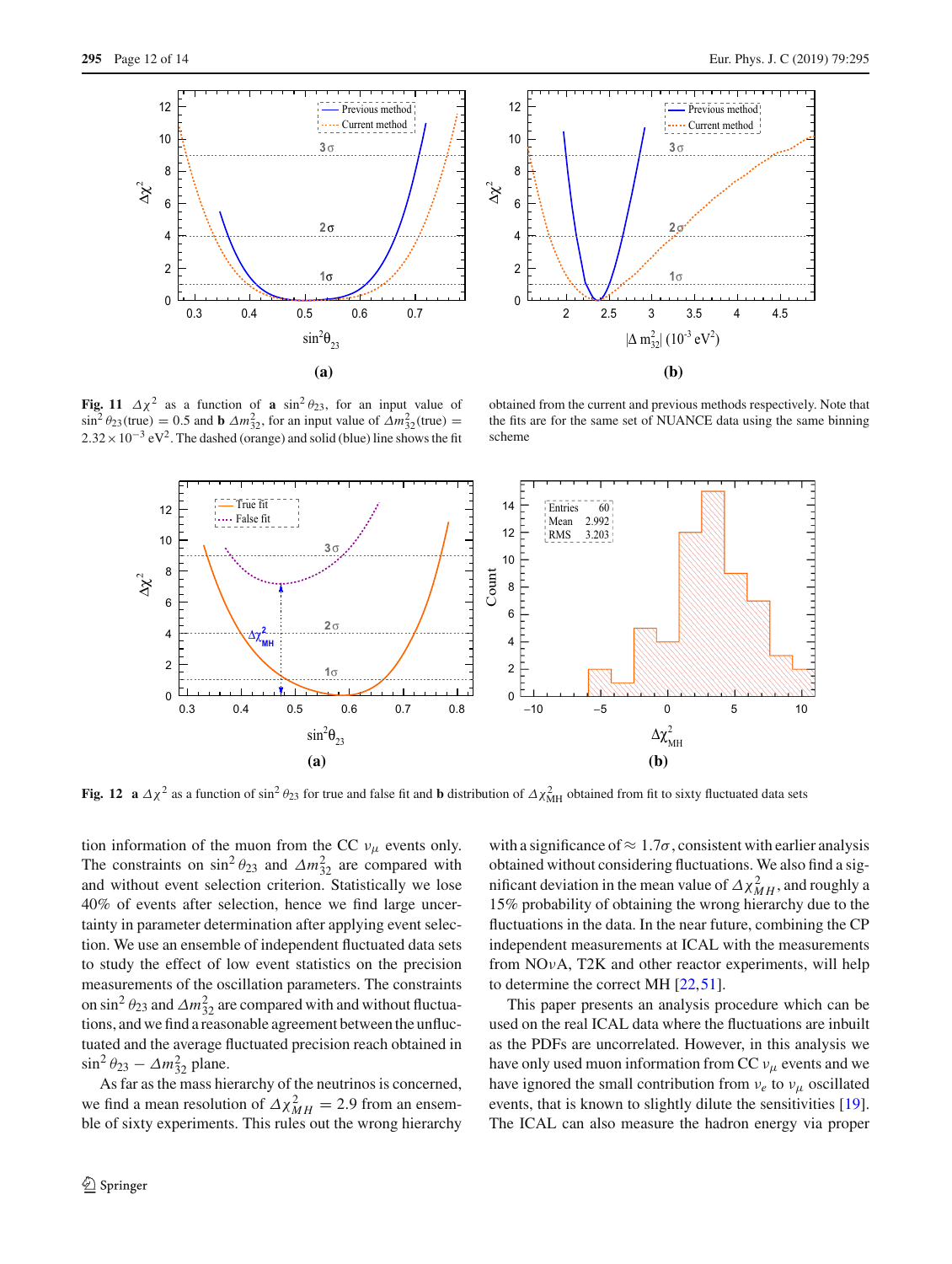**Fig. 11** $\Delta\chi^2$ as a function of **a** $\sin^2\theta_{23}$, for an input value of $\sin^2\theta_{23}(\text{true}) = 0.5$ and **b** $\Delta m^2_{32}$, for an input value of $\Delta m^2_{32}(\text{true}) = 2.32 \times 10^{-3}$ eV$^2$. The dashed (orange) and solid (blue) line shows the fit obtained from the current and previous methods respectively. Note that the fits are for the same set of NUANCE data using the same binning scheme

**Fig. 12** **a** $\Delta\chi^2$ as a function of $\sin^2\theta_{23}$ for true and false fit and **b** distribution of $\Delta\chi^2_{\text{MH}}$ obtained from fit to sixty fluctuated data sets

tion information of the muon from the CC $\nu_\mu$ events only. The constraints on $\sin^2\theta_{23}$ and $\Delta m^2_{32}$ are compared with and without event selection criterion. Statistically we lose 40% of events after selection, hence we find large uncertainty in parameter determination after applying event selection. We use an ensemble of independent fluctuated data sets to study the effect of low event statistics on the precision measurements of the oscillation parameters. The constraints on $\sin^2\theta_{23}$ and $\Delta m^2_{32}$ are compared with and without fluctuations, and we find a reasonable agreement between the unfluctuated and the average fluctuated precision reach obtained in $\sin^2\theta_{23} - \Delta m^2_{32}$ plane.

As far as the mass hierarchy of the neutrinos is concerned, we find a mean resolution of $\Delta\chi^2_{MH} = 2.9$ from an ensemble of sixty experiments. This rules out the wrong hierarchy with a significance of $\approx 1.7\sigma$, consistent with earlier analysis obtained without considering fluctuations. We also find a significant deviation in the mean value of $\Delta\chi^2_{MH}$, and roughly a 15% probability of obtaining the wrong hierarchy due to the fluctuations in the data. In the near future, combining the CP independent measurements at ICAL with the measurements from NO$\nu$A, T2K and other reactor experiments, will help to determine the correct MH [22,51].

This paper presents an analysis procedure which can be used on the real ICAL data where the fluctuations are inbuilt as the PDFs are uncorrelated. However, in this analysis we have only used muon information from CC $\nu_\mu$ events and we have ignored the small contribution from $\nu_e$ to $\nu_\mu$ oscillated events, that is known to slightly dilute the sensitivities [19]. The ICAL can also measure the hadron energy via proper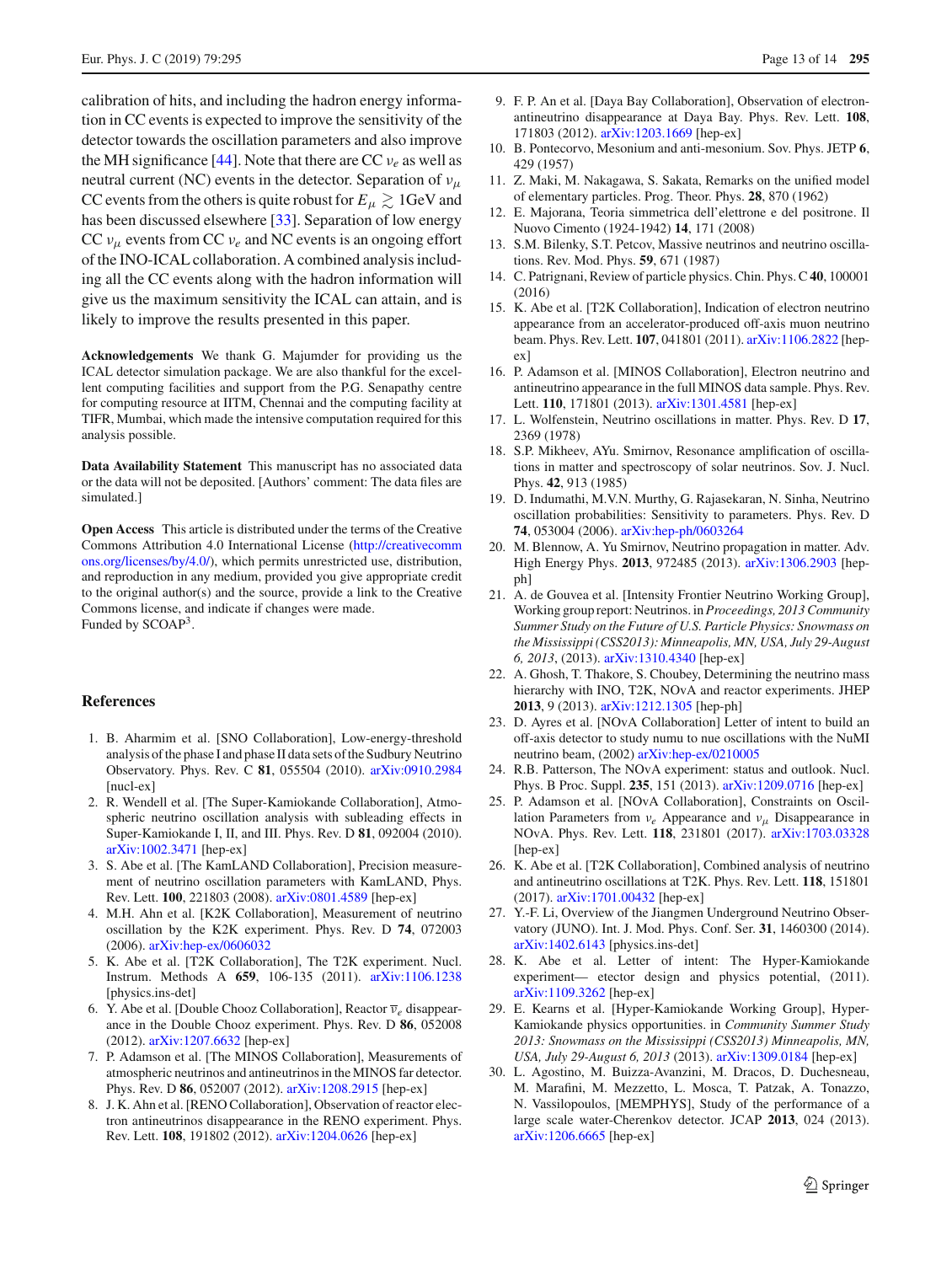calibration of hits, and including the hadron energy information in CC events is expected to improve the sensitivity of the detector towards the oscillation parameters and also improve the MH significance [44]. Note that there are CC $\nu_e$ as well as neutral current (NC) events in the detector. Separation of $\nu_\mu$ CC events from the others is quite robust for $E_\mu \gtrsim 1$GeV and has been discussed elsewhere [33]. Separation of low energy CC $\nu_\mu$ events from CC $\nu_e$ and NC events is an ongoing effort of the INO-ICAL collaboration. A combined analysis including all the CC events along with the hadron information will give us the maximum sensitivity the ICAL can attain, and is likely to improve the results presented in this paper.

**Acknowledgements** We thank G. Majumder for providing us the ICAL detector simulation package. We are also thankful for the excellent computing facilities and support from the P.G. Senapathy centre for computing resource at IITM, Chennai and the computing facility at TIFR, Mumbai, which made the intensive computation required for this analysis possible.

**Data Availability Statement** This manuscript has no associated data or the data will not be deposited. [Authors' comment: The data files are simulated.]

**Open Access** This article is distributed under the terms of the Creative Commons Attribution 4.0 International License (http://creativecommons.org/licenses/by/4.0/), which permits unrestricted use, distribution, and reproduction in any medium, provided you give appropriate credit to the original author(s) and the source, provide a link to the Creative Commons license, and indicate if changes were made.
Funded by SCOAP[3].

## References

1. B. Aharmim et al. [SNO Collaboration], Low-energy-threshold analysis of the phase I and phase II data sets of the Sudbury Neutrino Observatory. Phys. Rev. C **81**, 055504 (2010). arXiv:0910.2984 [nucl-ex]
2. R. Wendell et al. [The Super-Kamiokande Collaboration], Atmospheric neutrino oscillation analysis with subleading effects in Super-Kamiokande I, II, and III. Phys. Rev. D **81**, 092004 (2010). arXiv:1002.3471 [hep-ex]
3. S. Abe et al. [The KamLAND Collaboration], Precision measurement of neutrino oscillation parameters with KamLAND, Phys. Rev. Lett. **100**, 221803 (2008). arXiv:0801.4589 [hep-ex]
4. M.H. Ahn et al. [K2K Collaboration], Measurement of neutrino oscillation by the K2K experiment. Phys. Rev. D **74**, 072003 (2006). arXiv:hep-ex/0606032
5. K. Abe et al. [T2K Collaboration], The T2K experiment. Nucl. Instrum. Methods A **659**, 106-135 (2011). arXiv:1106.1238 [physics.ins-det]
6. Y. Abe et al. [Double Chooz Collaboration], Reactor $\overline{\nu}_e$ disappearance in the Double Chooz experiment. Phys. Rev. D **86**, 052008 (2012). arXiv:1207.6632 [hep-ex]
7. P. Adamson et al. [The MINOS Collaboration], Measurements of atmospheric neutrinos and antineutrinos in the MINOS far detector. Phys. Rev. D **86**, 052007 (2012). arXiv:1208.2915 [hep-ex]
8. J. K. Ahn et al. [RENO Collaboration], Observation of reactor electron antineutrinos disappearance in the RENO experiment. Phys. Rev. Lett. **108**, 191802 (2012). arXiv:1204.0626 [hep-ex]
9. F. P. An et al. [Daya Bay Collaboration], Observation of electron-antineutrino disappearance at Daya Bay. Phys. Rev. Lett. **108**, 171803 (2012). arXiv:1203.1669 [hep-ex]
10. B. Pontecorvo, Mesonium and anti-mesonium. Sov. Phys. JETP **6**, 429 (1957)
11. Z. Maki, M. Nakagawa, S. Sakata, Remarks on the unified model of elementary particles. Prog. Theor. Phys. **28**, 870 (1962)
12. E. Majorana, Teoria simmetrica dell'elettrone e del positrone. Il Nuovo Cimento (1924-1942) **14**, 171 (2008)
13. S.M. Bilenky, S.T. Petcov, Massive neutrinos and neutrino oscillations. Rev. Mod. Phys. **59**, 671 (1987)
14. C. Patrignani, Review of particle physics. Chin. Phys. C **40**, 100001 (2016)
15. K. Abe et al. [T2K Collaboration], Indication of electron neutrino appearance from an accelerator-produced off-axis muon neutrino beam. Phys. Rev. Lett. **107**, 041801 (2011). arXiv:1106.2822 [hep-ex]
16. P. Adamson et al. [MINOS Collaboration], Electron neutrino and antineutrino appearance in the full MINOS data sample. Phys. Rev. Lett. **110**, 171801 (2013). arXiv:1301.4581 [hep-ex]
17. L. Wolfenstein, Neutrino oscillations in matter. Phys. Rev. D **17**, 2369 (1978)
18. S.P. Mikheev, AYu. Smirnov, Resonance amplification of oscillations in matter and spectroscopy of solar neutrinos. Sov. J. Nucl. Phys. **42**, 913 (1985)
19. D. Indumathi, M.V.N. Murthy, G. Rajasekaran, N. Sinha, Neutrino oscillation probabilities: Sensitivity to parameters. Phys. Rev. D **74**, 053004 (2006). arXiv:hep-ph/0603264
20. M. Blennow, A. Yu Smirnov, Neutrino propagation in matter. Adv. High Energy Phys. **2013**, 972485 (2013). arXiv:1306.2903 [hep-ph]
21. A. de Gouvea et al. [Intensity Frontier Neutrino Working Group], Working group report: Neutrinos. in *Proceedings, 2013 Community Summer Study on the Future of U.S. Particle Physics: Snowmass on the Mississippi (CSS2013): Minneapolis, MN, USA, July 29-August 6, 2013*, (2013). arXiv:1310.4340 [hep-ex]
22. A. Ghosh, T. Thakore, S. Choubey, Determining the neutrino mass hierarchy with INO, T2K, NOvA and reactor experiments. JHEP **2013**, 9 (2013). arXiv:1212.1305 [hep-ph]
23. D. Ayres et al. [NOvA Collaboration] Letter of intent to build an off-axis detector to study numu to nue oscillations with the NuMI neutrino beam, (2002) arXiv:hep-ex/0210005
24. R.B. Patterson, The NOvA experiment: status and outlook. Nucl. Phys. B Proc. Suppl. **235**, 151 (2013). arXiv:1209.0716 [hep-ex]
25. P. Adamson et al. [NOvA Collaboration], Constraints on Oscillation Parameters from $\nu_e$ Appearance and $\nu_\mu$ Disappearance in NOvA. Phys. Rev. Lett. **118**, 231801 (2017). arXiv:1703.03328 [hep-ex]
26. K. Abe et al. [T2K Collaboration], Combined analysis of neutrino and antineutrino oscillations at T2K. Phys. Rev. Lett. **118**, 151801 (2017). arXiv:1701.00432 [hep-ex]
27. Y.-F. Li, Overview of the Jiangmen Underground Neutrino Observatory (JUNO). Int. J. Mod. Phys. Conf. Ser. **31**, 1460300 (2014). arXiv:1402.6143 [physics.ins-det]
28. K. Abe et al. Letter of intent: The Hyper-Kamiokande experiment— etector design and physics potential, (2011). arXiv:1109.3262 [hep-ex]
29. E. Kearns et al. [Hyper-Kamiokande Working Group], Hyper-Kamiokande physics opportunities. in *Community Summer Study 2013: Snowmass on the Mississippi (CSS2013) Minneapolis, MN, USA, July 29-August 6, 2013* (2013). arXiv:1309.0184 [hep-ex]
30. L. Agostino, M. Buizza-Avanzini, M. Dracos, D. Duchesneau, M. Marafini, M. Mezzetto, L. Mosca, T. Patzak, A. Tonazzo, N. Vassilopoulos, [MEMPHYS], Study of the performance of a large scale water-Cherenkov detector. JCAP **2013**, 024 (2013). arXiv:1206.6665 [hep-ex]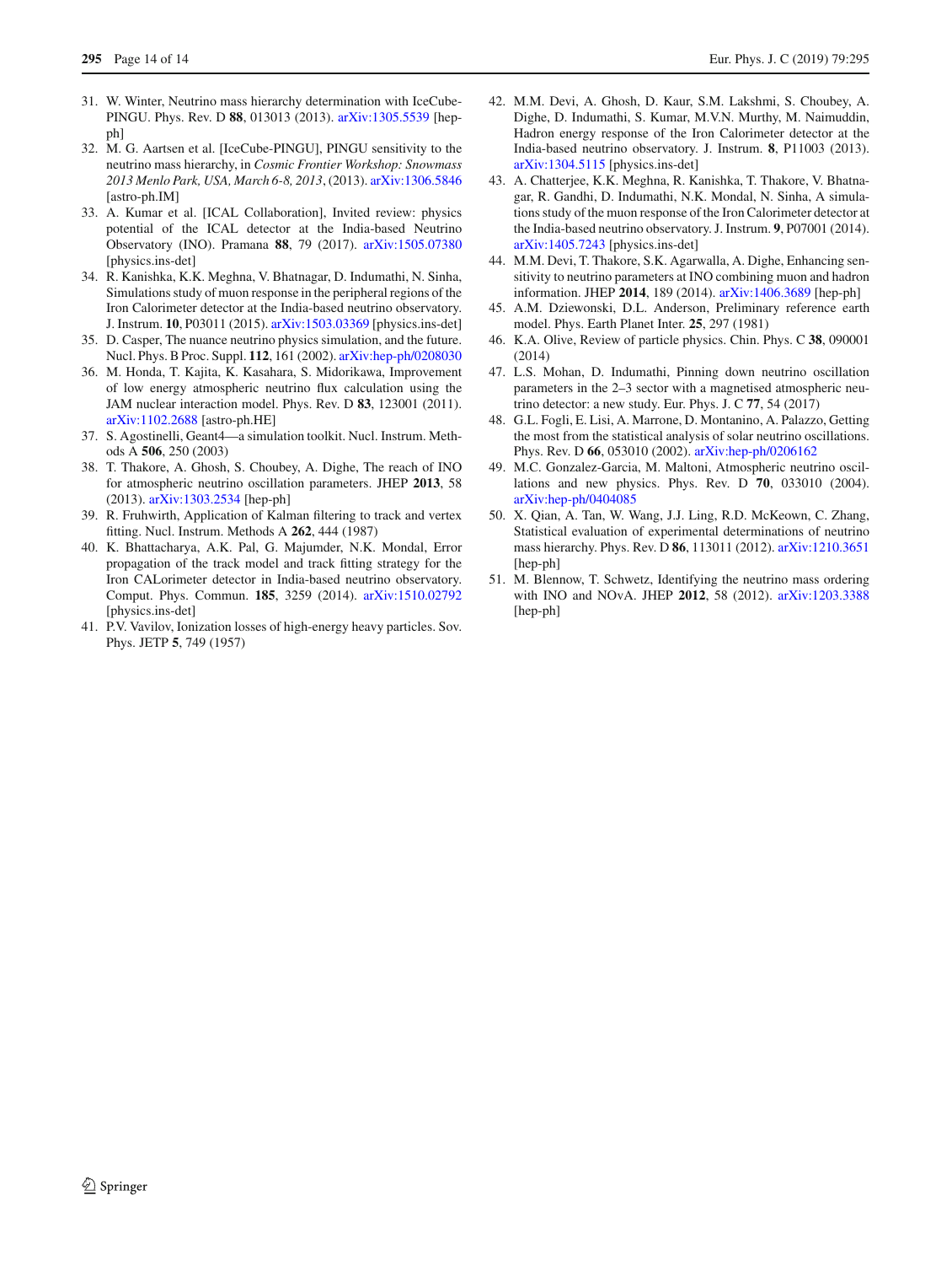31. W. Winter, Neutrino mass hierarchy determination with IceCube-PINGU. Phys. Rev. D **88**, 013013 (2013). arXiv:1305.5539 [hep-ph]
32. M. G. Aartsen et al. [IceCube-PINGU], PINGU sensitivity to the neutrino mass hierarchy, in *Cosmic Frontier Workshop: Snowmass 2013 Menlo Park, USA, March 6-8, 2013*, (2013). arXiv:1306.5846 [astro-ph.IM]
33. A. Kumar et al. [ICAL Collaboration], Invited review: physics potential of the ICAL detector at the India-based Neutrino Observatory (INO). Pramana **88**, 79 (2017). arXiv:1505.07380 [physics.ins-det]
34. R. Kanishka, K.K. Meghna, V. Bhatnagar, D. Indumathi, N. Sinha, Simulations study of muon response in the peripheral regions of the Iron Calorimeter detector at the India-based neutrino observatory. J. Instrum. **10**, P03011 (2015). arXiv:1503.03369 [physics.ins-det]
35. D. Casper, The nuance neutrino physics simulation, and the future. Nucl. Phys. B Proc. Suppl. **112**, 161 (2002). arXiv:hep-ph/0208030
36. M. Honda, T. Kajita, K. Kasahara, S. Midorikawa, Improvement of low energy atmospheric neutrino flux calculation using the JAM nuclear interaction model. Phys. Rev. D **83**, 123001 (2011). arXiv:1102.2688 [astro-ph.HE]
37. S. Agostinelli, Geant4—a simulation toolkit. Nucl. Instrum. Methods A **506**, 250 (2003)
38. T. Thakore, A. Ghosh, S. Choubey, A. Dighe, The reach of INO for atmospheric neutrino oscillation parameters. JHEP **2013**, 58 (2013). arXiv:1303.2534 [hep-ph]
39. R. Fruhwirth, Application of Kalman filtering to track and vertex fitting. Nucl. Instrum. Methods A **262**, 444 (1987)
40. K. Bhattacharya, A.K. Pal, G. Majumder, N.K. Mondal, Error propagation of the track model and track fitting strategy for the Iron CALorimeter detector in India-based neutrino observatory. Comput. Phys. Commun. **185**, 3259 (2014). arXiv:1510.02792 [physics.ins-det]
41. P.V. Vavilov, Ionization losses of high-energy heavy particles. Sov. Phys. JETP **5**, 749 (1957)
42. M.M. Devi, A. Ghosh, D. Kaur, S.M. Lakshmi, S. Choubey, A. Dighe, D. Indumathi, S. Kumar, M.V.N. Murthy, M. Naimuddin, Hadron energy response of the Iron Calorimeter detector at the India-based neutrino observatory. J. Instrum. **8**, P11003 (2013). arXiv:1304.5115 [physics.ins-det]
43. A. Chatterjee, K.K. Meghna, R. Kanishka, T. Thakore, V. Bhatnagar, R. Gandhi, D. Indumathi, N.K. Mondal, N. Sinha, A simulations study of the muon response of the Iron Calorimeter detector at the India-based neutrino observatory. J. Instrum. **9**, P07001 (2014). arXiv:1405.7243 [physics.ins-det]
44. M.M. Devi, T. Thakore, S.K. Agarwalla, A. Dighe, Enhancing sensitivity to neutrino parameters at INO combining muon and hadron information. JHEP **2014**, 189 (2014). arXiv:1406.3689 [hep-ph]
45. A.M. Dziewonski, D.L. Anderson, Preliminary reference earth model. Phys. Earth Planet Inter. **25**, 297 (1981)
46. K.A. Olive, Review of particle physics. Chin. Phys. C **38**, 090001 (2014)
47. L.S. Mohan, D. Indumathi, Pinning down neutrino oscillation parameters in the 2–3 sector with a magnetised atmospheric neutrino detector: a new study. Eur. Phys. J. C **77**, 54 (2017)
48. G.L. Fogli, E. Lisi, A. Marrone, D. Montanino, A. Palazzo, Getting the most from the statistical analysis of solar neutrino oscillations. Phys. Rev. D **66**, 053010 (2002). arXiv:hep-ph/0206162
49. M.C. Gonzalez-Garcia, M. Maltoni, Atmospheric neutrino oscillations and new physics. Phys. Rev. D **70**, 033010 (2004). arXiv:hep-ph/0404085
50. X. Qian, A. Tan, W. Wang, J.J. Ling, R.D. McKeown, C. Zhang, Statistical evaluation of experimental determinations of neutrino mass hierarchy. Phys. Rev. D **86**, 113011 (2012). arXiv:1210.3651 [hep-ph]
51. M. Blennow, T. Schwetz, Identifying the neutrino mass ordering with INO and NOvA. JHEP **2012**, 58 (2012). arXiv:1203.3388 [hep-ph]